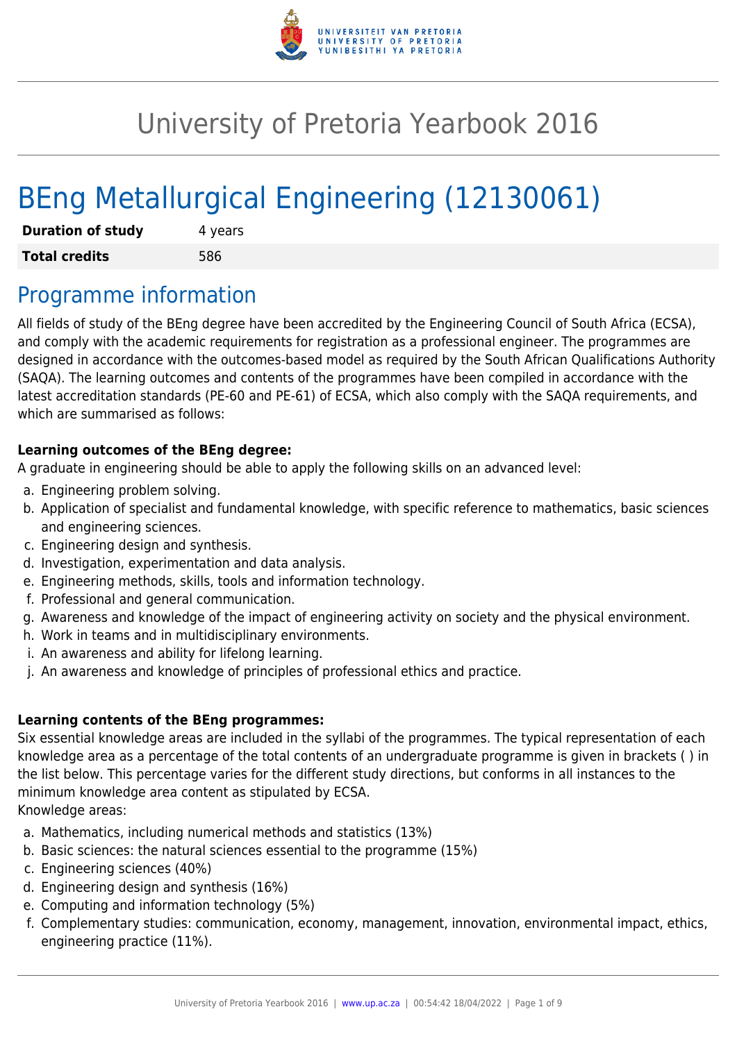# University of Pretoria Yearbook 2016

# BEng Metallurgical Engineering (12130061)

| **Duration of study** | 4 years |
| --- | --- |
| **Total credits** | 586 |

## Programme information

All fields of study of the BEng degree have been accredited by the Engineering Council of South Africa (ECSA), and comply with the academic requirements for registration as a professional engineer. The programmes are designed in accordance with the outcomes-based model as required by the South African Qualifications Authority (SAQA). The learning outcomes and contents of the programmes have been compiled in accordance with the latest accreditation standards (PE-60 and PE-61) of ECSA, which also comply with the SAQA requirements, and which are summarised as follows:

**Learning outcomes of the BEng degree:**
A graduate in engineering should be able to apply the following skills on an advanced level:

a. Engineering problem solving.
b. Application of specialist and fundamental knowledge, with specific reference to mathematics, basic sciences and engineering sciences.
c. Engineering design and synthesis.
d. Investigation, experimentation and data analysis.
e. Engineering methods, skills, tools and information technology.
f. Professional and general communication.
g. Awareness and knowledge of the impact of engineering activity on society and the physical environment.
h. Work in teams and in multidisciplinary environments.
i. An awareness and ability for lifelong learning.
j. An awareness and knowledge of principles of professional ethics and practice.

**Learning contents of the BEng programmes:**
Six essential knowledge areas are included in the syllabi of the programmes. The typical representation of each knowledge area as a percentage of the total contents of an undergraduate programme is given in brackets ( ) in the list below. This percentage varies for the different study directions, but conforms in all instances to the minimum knowledge area content as stipulated by ECSA.
Knowledge areas:

a. Mathematics, including numerical methods and statistics (13%)
b. Basic sciences: the natural sciences essential to the programme (15%)
c. Engineering sciences (40%)
d. Engineering design and synthesis (16%)
e. Computing and information technology (5%)
f. Complementary studies: communication, economy, management, innovation, environmental impact, ethics, engineering practice (11%).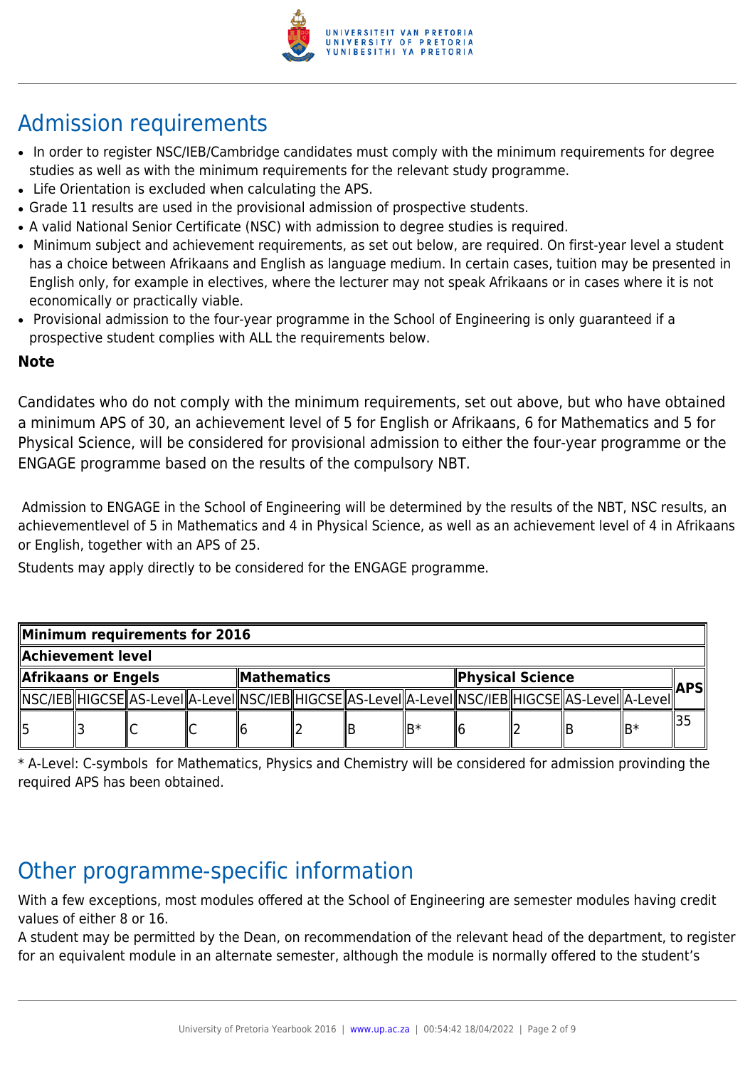# Admission requirements

- In order to register NSC/IEB/Cambridge candidates must comply with the minimum requirements for degree studies as well as with the minimum requirements for the relevant study programme.
- Life Orientation is excluded when calculating the APS.
- Grade 11 results are used in the provisional admission of prospective students.
- A valid National Senior Certificate (NSC) with admission to degree studies is required.
- Minimum subject and achievement requirements, as set out below, are required. On first-year level a student has a choice between Afrikaans and English as language medium. In certain cases, tuition may be presented in English only, for example in electives, where the lecturer may not speak Afrikaans or in cases where it is not economically or practically viable.
- Provisional admission to the four-year programme in the School of Engineering is only guaranteed if a prospective student complies with ALL the requirements below.

**Note**

Candidates who do not comply with the minimum requirements, set out above, but who have obtained a minimum APS of 30, an achievement level of 5 for English or Afrikaans, 6 for Mathematics and 5 for Physical Science, will be considered for provisional admission to either the four-year programme or the ENGAGE programme based on the results of the compulsory NBT.

Admission to ENGAGE in the School of Engineering will be determined by the results of the NBT, NSC results, an achievementlevel of 5 in Mathematics and 4 in Physical Science, as well as an achievement level of 4 in Afrikaans or English, together with an APS of 25.

Students may apply directly to be considered for the ENGAGE programme.

| **Minimum requirements for 2016** | | | | | | | | | | | | |
|---|---|---|---|---|---|---|---|---|---|---|---|---|
| **Achievement level** | | | | | | | | | | | | |
| **Afrikaans or Engels** | | | | **Mathematics** | | | | **Physical Science** | | | | **APS** |
| NSC/IEB | HIGCSE | AS-Level | A-Level | NSC/IEB | HIGCSE | AS-Level | A-Level | NSC/IEB | HIGCSE | AS-Level | A-Level | |
| 5 | 3 | C | C | 6 | 2 | B | B* | 6 | 2 | B | B* | 35 |

* A-Level: C-symbols for Mathematics, Physics and Chemistry will be considered for admission provinding the required APS has been obtained.

# Other programme-specific information

With a few exceptions, most modules offered at the School of Engineering are semester modules having credit values of either 8 or 16.

A student may be permitted by the Dean, on recommendation of the relevant head of the department, to register for an equivalent module in an alternate semester, although the module is normally offered to the student's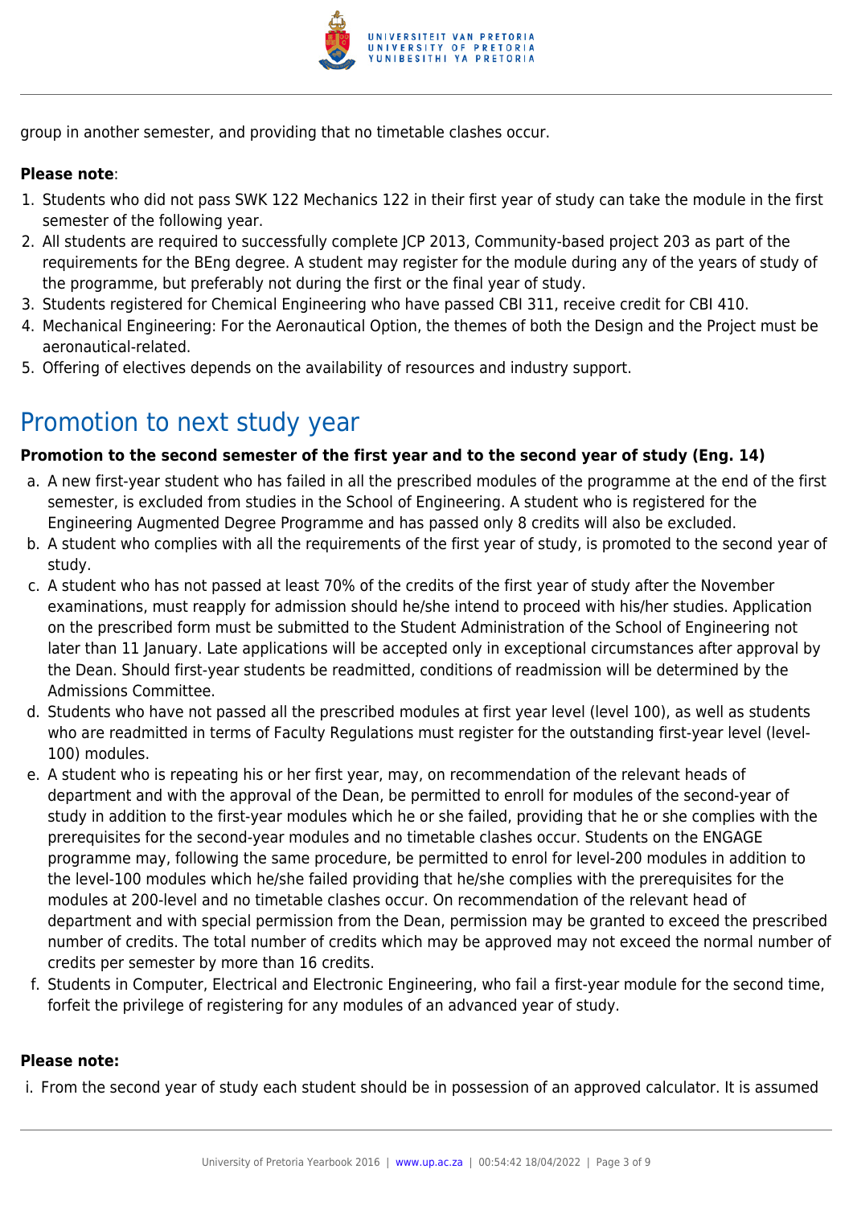group in another semester, and providing that no timetable clashes occur.

**Please note**:

1. Students who did not pass SWK 122 Mechanics 122 in their first year of study can take the module in the first semester of the following year.
2. All students are required to successfully complete JCP 2013, Community-based project 203 as part of the requirements for the BEng degree. A student may register for the module during any of the years of study of the programme, but preferably not during the first or the final year of study.
3. Students registered for Chemical Engineering who have passed CBI 311, receive credit for CBI 410.
4. Mechanical Engineering: For the Aeronautical Option, the themes of both the Design and the Project must be aeronautical-related.
5. Offering of electives depends on the availability of resources and industry support.

# Promotion to next study year

**Promotion to the second semester of the first year and to the second year of study (Eng. 14)**

a. A new first-year student who has failed in all the prescribed modules of the programme at the end of the first semester, is excluded from studies in the School of Engineering. A student who is registered for the Engineering Augmented Degree Programme and has passed only 8 credits will also be excluded.
b. A student who complies with all the requirements of the first year of study, is promoted to the second year of study.
c. A student who has not passed at least 70% of the credits of the first year of study after the November examinations, must reapply for admission should he/she intend to proceed with his/her studies. Application on the prescribed form must be submitted to the Student Administration of the School of Engineering not later than 11 January. Late applications will be accepted only in exceptional circumstances after approval by the Dean. Should first-year students be readmitted, conditions of readmission will be determined by the Admissions Committee.
d. Students who have not passed all the prescribed modules at first year level (level 100), as well as students who are readmitted in terms of Faculty Regulations must register for the outstanding first-year level (level-100) modules.
e. A student who is repeating his or her first year, may, on recommendation of the relevant heads of department and with the approval of the Dean, be permitted to enroll for modules of the second-year of study in addition to the first-year modules which he or she failed, providing that he or she complies with the prerequisites for the second-year modules and no timetable clashes occur. Students on the ENGAGE programme may, following the same procedure, be permitted to enrol for level-200 modules in addition to the level-100 modules which he/she failed providing that he/she complies with the prerequisites for the modules at 200-level and no timetable clashes occur. On recommendation of the relevant head of department and with special permission from the Dean, permission may be granted to exceed the prescribed number of credits. The total number of credits which may be approved may not exceed the normal number of credits per semester by more than 16 credits.
f. Students in Computer, Electrical and Electronic Engineering, who fail a first-year module for the second time, forfeit the privilege of registering for any modules of an advanced year of study.

**Please note:**

i. From the second year of study each student should be in possession of an approved calculator. It is assumed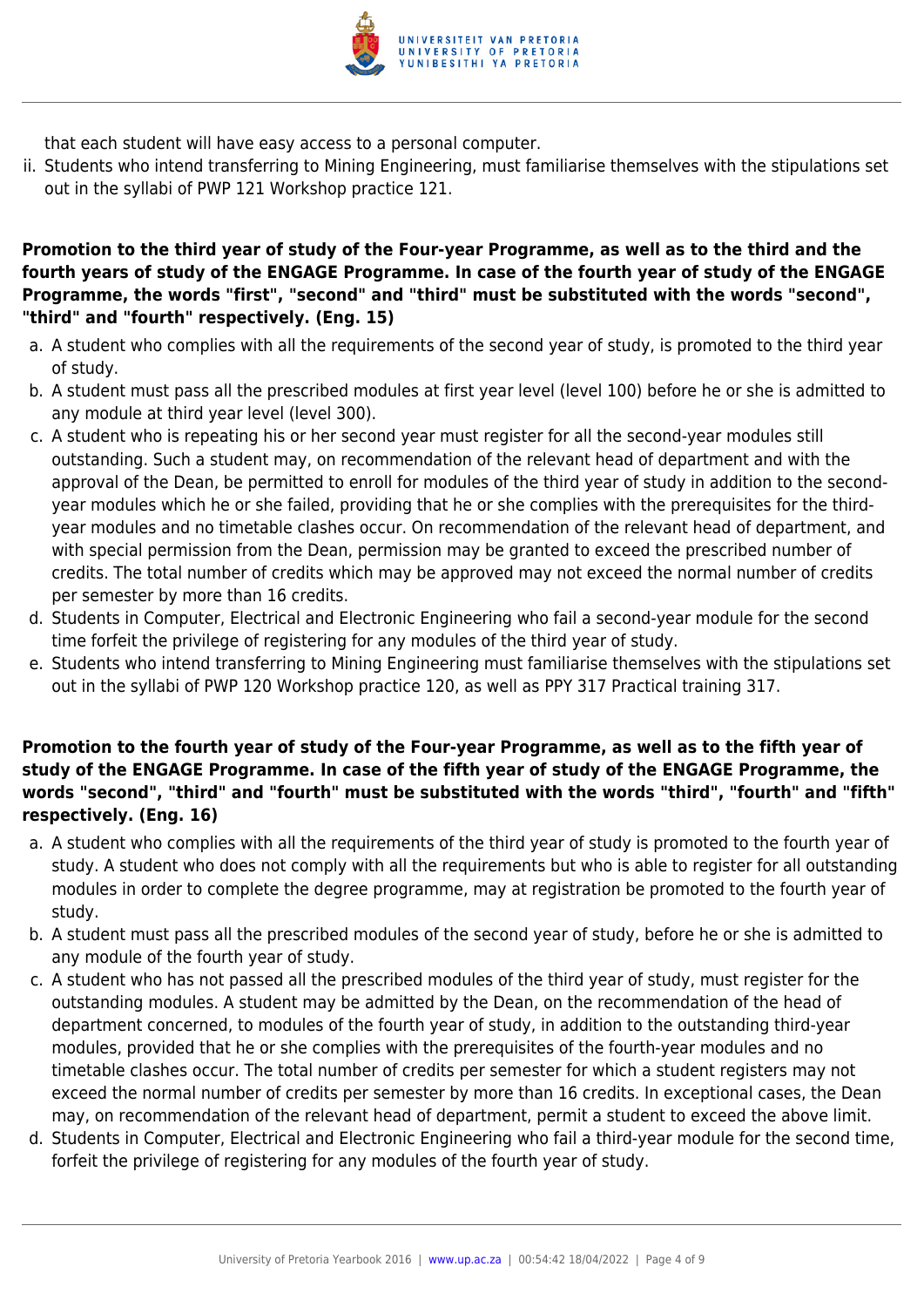that each student will have easy access to a personal computer.

ii. Students who intend transferring to Mining Engineering, must familiarise themselves with the stipulations set out in the syllabi of PWP 121 Workshop practice 121.

**Promotion to the third year of study of the Four-year Programme, as well as to the third and the fourth years of study of the ENGAGE Programme. In case of the fourth year of study of the ENGAGE Programme, the words "first", "second" and "third" must be substituted with the words "second", "third" and "fourth" respectively. (Eng. 15)**

a. A student who complies with all the requirements of the second year of study, is promoted to the third year of study.
b. A student must pass all the prescribed modules at first year level (level 100) before he or she is admitted to any module at third year level (level 300).
c. A student who is repeating his or her second year must register for all the second-year modules still outstanding. Such a student may, on recommendation of the relevant head of department and with the approval of the Dean, be permitted to enroll for modules of the third year of study in addition to the second-year modules which he or she failed, providing that he or she complies with the prerequisites for the third-year modules and no timetable clashes occur. On recommendation of the relevant head of department, and with special permission from the Dean, permission may be granted to exceed the prescribed number of credits. The total number of credits which may be approved may not exceed the normal number of credits per semester by more than 16 credits.
d. Students in Computer, Electrical and Electronic Engineering who fail a second-year module for the second time forfeit the privilege of registering for any modules of the third year of study.
e. Students who intend transferring to Mining Engineering must familiarise themselves with the stipulations set out in the syllabi of PWP 120 Workshop practice 120, as well as PPY 317 Practical training 317.

**Promotion to the fourth year of study of the Four-year Programme, as well as to the fifth year of study of the ENGAGE Programme. In case of the fifth year of study of the ENGAGE Programme, the words "second", "third" and "fourth" must be substituted with the words "third", "fourth" and "fifth" respectively. (Eng. 16)**

a. A student who complies with all the requirements of the third year of study is promoted to the fourth year of study. A student who does not comply with all the requirements but who is able to register for all outstanding modules in order to complete the degree programme, may at registration be promoted to the fourth year of study.
b. A student must pass all the prescribed modules of the second year of study, before he or she is admitted to any module of the fourth year of study.
c. A student who has not passed all the prescribed modules of the third year of study, must register for the outstanding modules. A student may be admitted by the Dean, on the recommendation of the head of department concerned, to modules of the fourth year of study, in addition to the outstanding third-year modules, provided that he or she complies with the prerequisites of the fourth-year modules and no timetable clashes occur. The total number of credits per semester for which a student registers may not exceed the normal number of credits per semester by more than 16 credits. In exceptional cases, the Dean may, on recommendation of the relevant head of department, permit a student to exceed the above limit.
d. Students in Computer, Electrical and Electronic Engineering who fail a third-year module for the second time, forfeit the privilege of registering for any modules of the fourth year of study.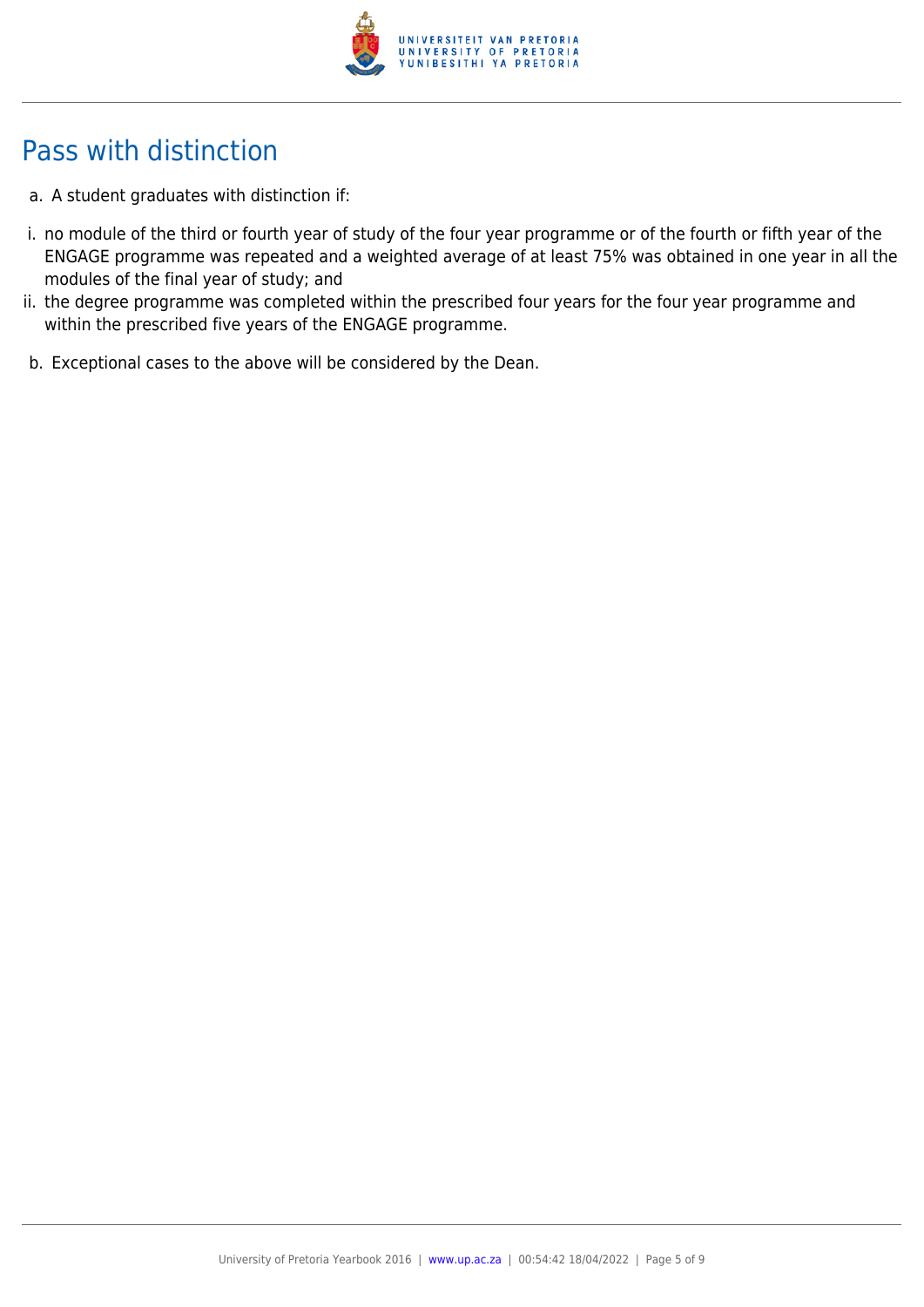## Pass with distinction

a. A student graduates with distinction if:

i. no module of the third or fourth year of study of the four year programme or of the fourth or fifth year of the ENGAGE programme was repeated and a weighted average of at least 75% was obtained in one year in all the modules of the final year of study; and

ii. the degree programme was completed within the prescribed four years for the four year programme and within the prescribed five years of the ENGAGE programme.

b. Exceptional cases to the above will be considered by the Dean.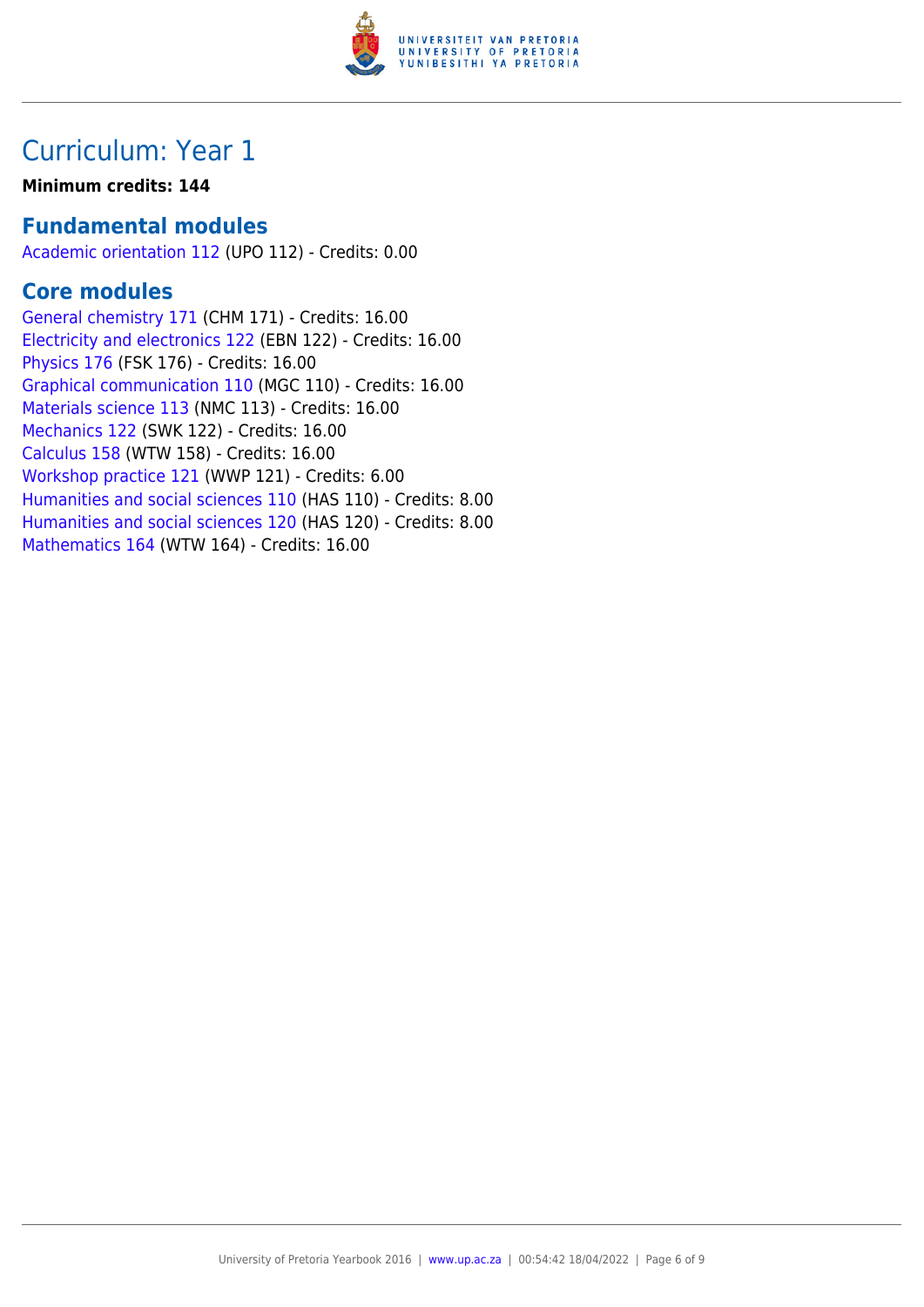# Curriculum: Year 1

**Minimum credits: 144**

## Fundamental modules

Academic orientation 112 (UPO 112) - Credits: 0.00

## Core modules

General chemistry 171 (CHM 171) - Credits: 16.00
Electricity and electronics 122 (EBN 122) - Credits: 16.00
Physics 176 (FSK 176) - Credits: 16.00
Graphical communication 110 (MGC 110) - Credits: 16.00
Materials science 113 (NMC 113) - Credits: 16.00
Mechanics 122 (SWK 122) - Credits: 16.00
Calculus 158 (WTW 158) - Credits: 16.00
Workshop practice 121 (WWP 121) - Credits: 6.00
Humanities and social sciences 110 (HAS 110) - Credits: 8.00
Humanities and social sciences 120 (HAS 120) - Credits: 8.00
Mathematics 164 (WTW 164) - Credits: 16.00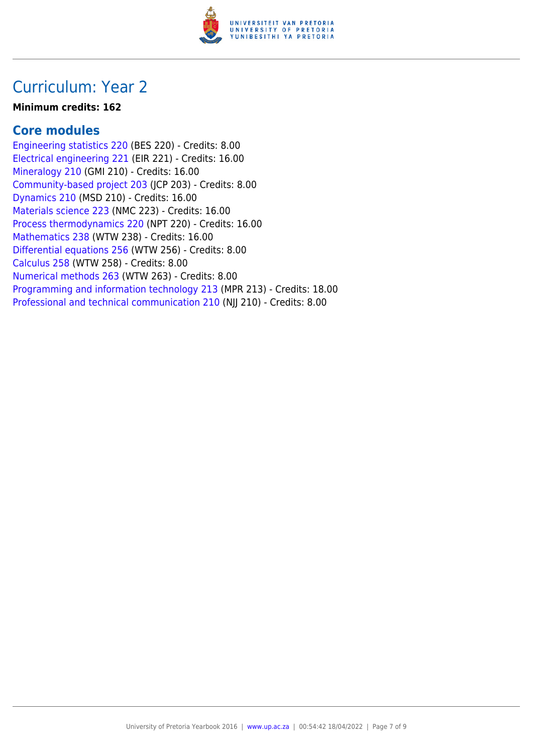# Curriculum: Year 2

**Minimum credits: 162**

## Core modules

Engineering statistics 220 (BES 220) - Credits: 8.00
Electrical engineering 221 (EIR 221) - Credits: 16.00
Mineralogy 210 (GMI 210) - Credits: 16.00
Community-based project 203 (JCP 203) - Credits: 8.00
Dynamics 210 (MSD 210) - Credits: 16.00
Materials science 223 (NMC 223) - Credits: 16.00
Process thermodynamics 220 (NPT 220) - Credits: 16.00
Mathematics 238 (WTW 238) - Credits: 16.00
Differential equations 256 (WTW 256) - Credits: 8.00
Calculus 258 (WTW 258) - Credits: 8.00
Numerical methods 263 (WTW 263) - Credits: 8.00
Programming and information technology 213 (MPR 213) - Credits: 18.00
Professional and technical communication 210 (NJJ 210) - Credits: 8.00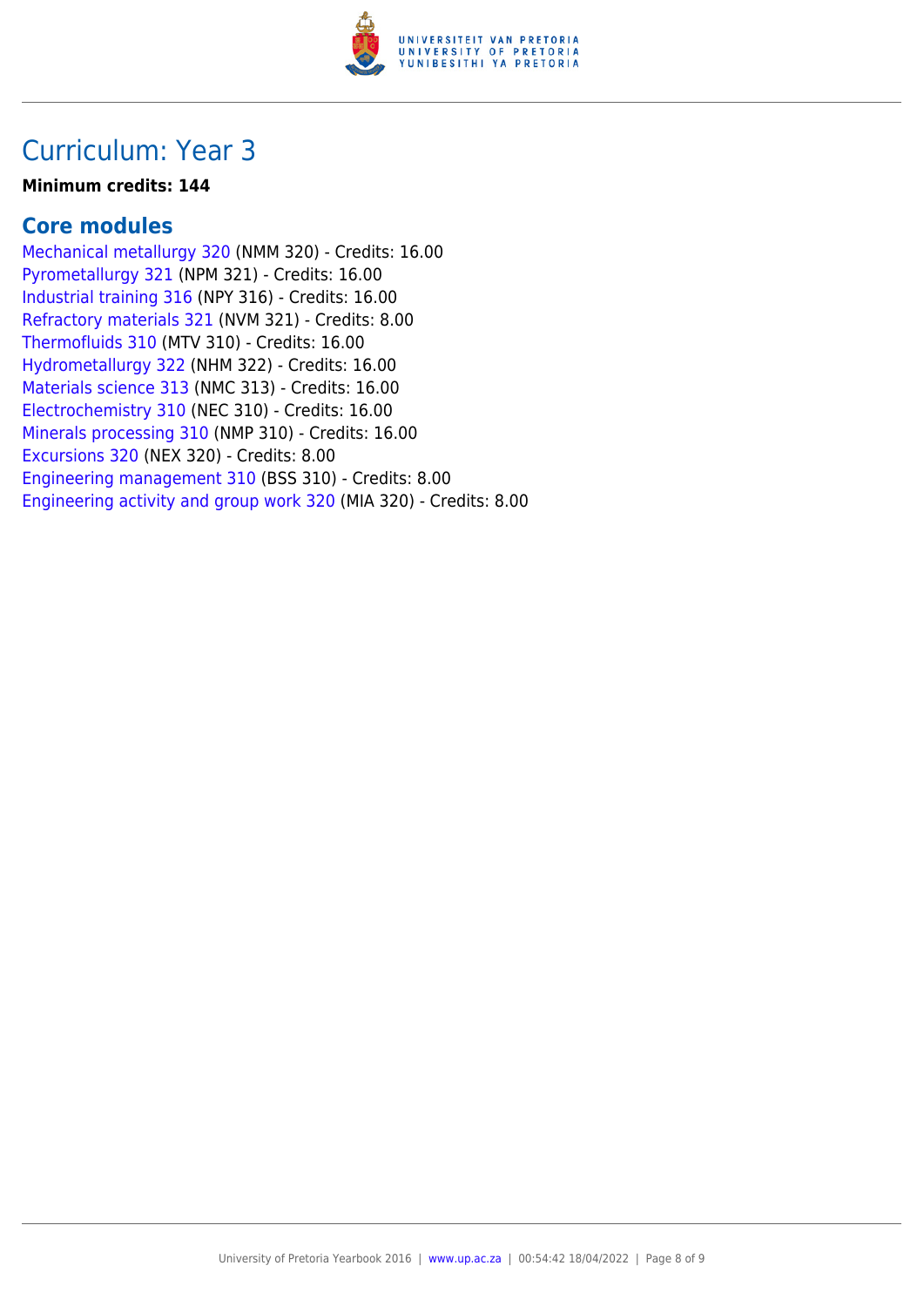# Curriculum: Year 3

**Minimum credits: 144**

## Core modules

Mechanical metallurgy 320 (NMM 320) - Credits: 16.00
Pyrometallurgy 321 (NPM 321) - Credits: 16.00
Industrial training 316 (NPY 316) - Credits: 16.00
Refractory materials 321 (NVM 321) - Credits: 8.00
Thermofluids 310 (MTV 310) - Credits: 16.00
Hydrometallurgy 322 (NHM 322) - Credits: 16.00
Materials science 313 (NMC 313) - Credits: 16.00
Electrochemistry 310 (NEC 310) - Credits: 16.00
Minerals processing 310 (NMP 310) - Credits: 16.00
Excursions 320 (NEX 320) - Credits: 8.00
Engineering management 310 (BSS 310) - Credits: 8.00
Engineering activity and group work 320 (MIA 320) - Credits: 8.00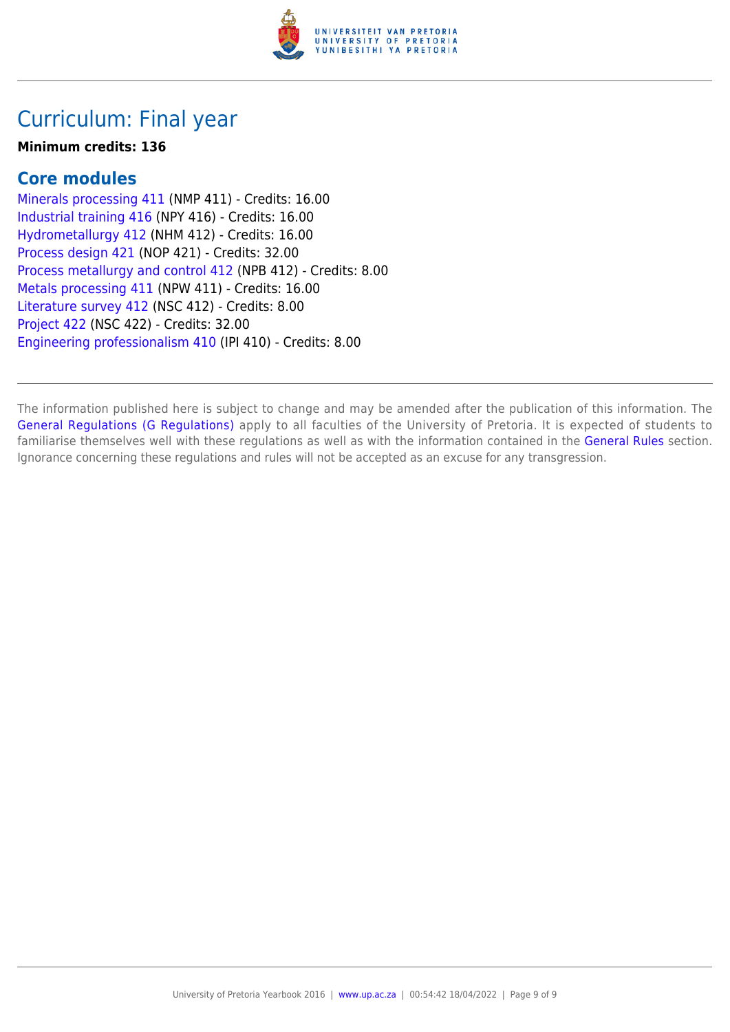# Curriculum: Final year

**Minimum credits: 136**

## Core modules

Minerals processing 411 (NMP 411) - Credits: 16.00
Industrial training 416 (NPY 416) - Credits: 16.00
Hydrometallurgy 412 (NHM 412) - Credits: 16.00
Process design 421 (NOP 421) - Credits: 32.00
Process metallurgy and control 412 (NPB 412) - Credits: 8.00
Metals processing 411 (NPW 411) - Credits: 16.00
Literature survey 412 (NSC 412) - Credits: 8.00
Project 422 (NSC 422) - Credits: 32.00
Engineering professionalism 410 (IPI 410) - Credits: 8.00

---

The information published here is subject to change and may be amended after the publication of this information. The General Regulations (G Regulations) apply to all faculties of the University of Pretoria. It is expected of students to familiarise themselves well with these regulations as well as with the information contained in the General Rules section. Ignorance concerning these regulations and rules will not be accepted as an excuse for any transgression.